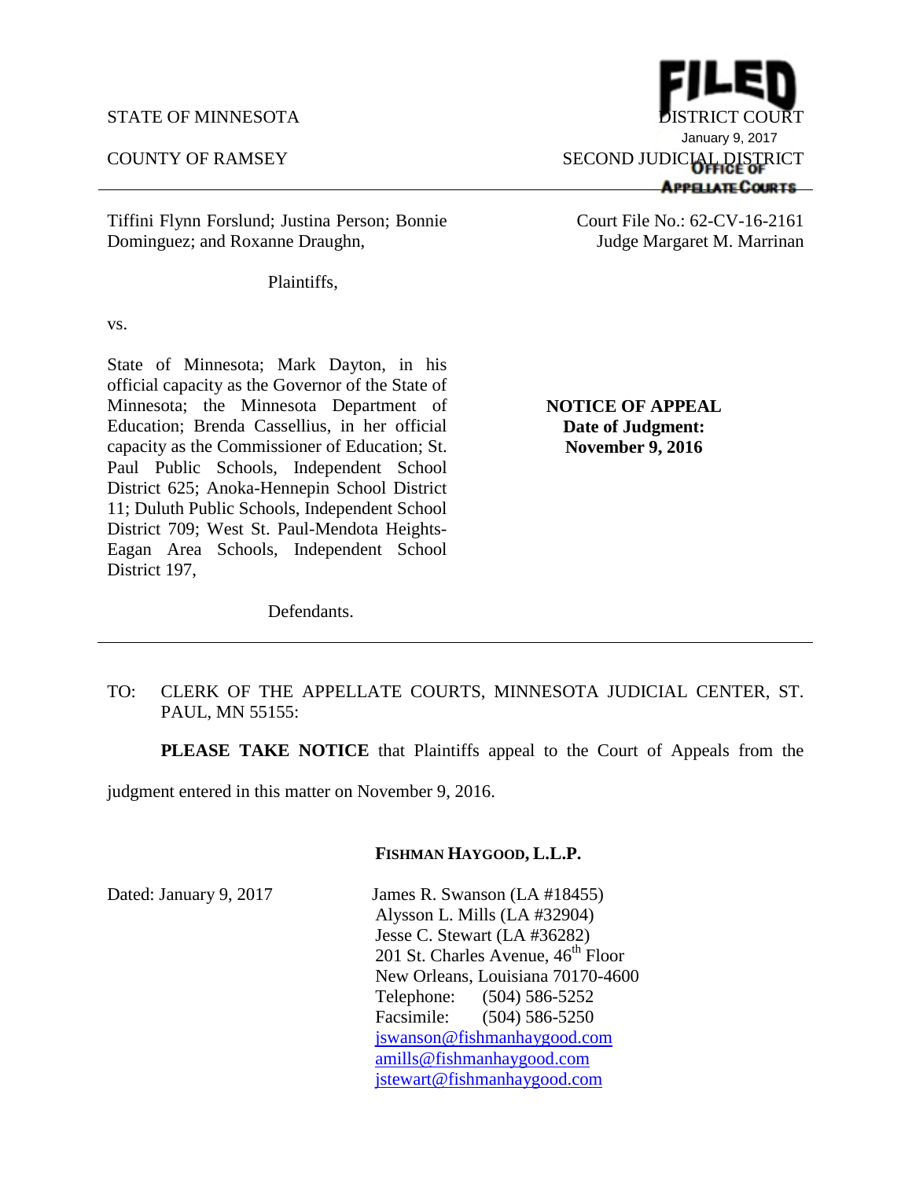STATE OF MINNESOTA — DISTRICT COURT

COUNTY OF RAMSEY — SECOND JUDICIAL DISTRICT

FILED
January 9, 2017
OFFICE OF APPELLATE COURTS

---

Tiffini Flynn Forslund; Justina Person; Bonnie Dominguez; and Roxanne Draughn,

Plaintiffs,

vs.

State of Minnesota; Mark Dayton, in his official capacity as the Governor of the State of Minnesota; the Minnesota Department of Education; Brenda Cassellius, in her official capacity as the Commissioner of Education; St. Paul Public Schools, Independent School District 625; Anoka-Hennepin School District 11; Duluth Public Schools, Independent School District 709; West St. Paul-Mendota Heights-Eagan Area Schools, Independent School District 197,

Defendants.

Court File No.: 62-CV-16-2161
Judge Margaret M. Marrinan

**NOTICE OF APPEAL**
**Date of Judgment:**
**November 9, 2016**

---

TO: CLERK OF THE APPELLATE COURTS, MINNESOTA JUDICIAL CENTER, ST. PAUL, MN 55155:

**PLEASE TAKE NOTICE** that Plaintiffs appeal to the Court of Appeals from the judgment entered in this matter on November 9, 2016.

**FISHMAN HAYGOOD, L.L.P.**

Dated: January 9, 2017

James R. Swanson (LA #18455)
Alysson L. Mills (LA #32904)
Jesse C. Stewart (LA #36282)
201 St. Charles Avenue, 46th Floor
New Orleans, Louisiana 70170-4600
Telephone: (504) 586-5252
Facsimile: (504) 586-5250
jswanson@fishmanhaygood.com
amills@fishmanhaygood.com
jstewart@fishmanhaygood.com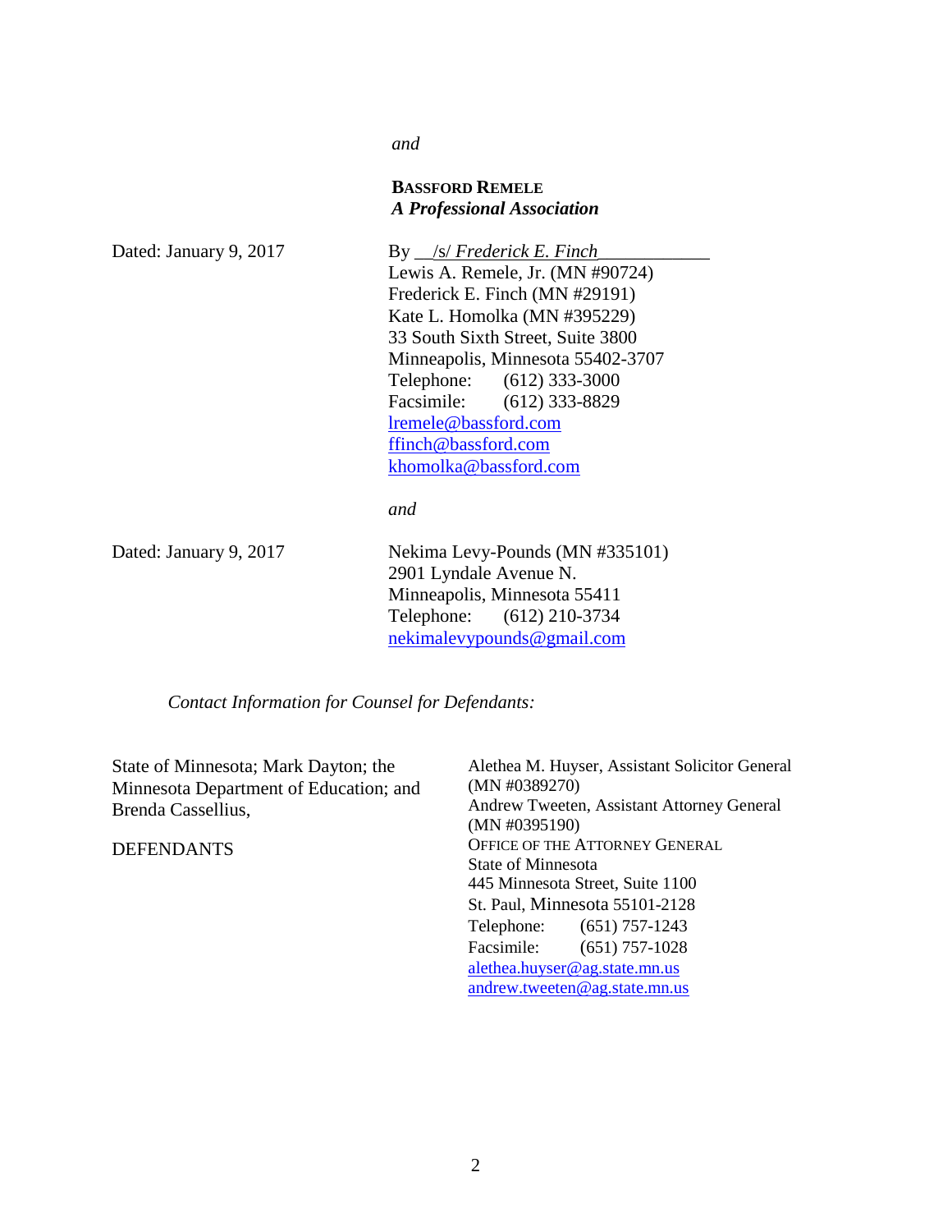*and*

**BASSFORD REMELE**
***A Professional Association***

Dated: January 9, 2017

By /s/ *Frederick E. Finch*
Lewis A. Remele, Jr. (MN #90724)
Frederick E. Finch (MN #29191)
Kate L. Homolka (MN #395229)
33 South Sixth Street, Suite 3800
Minneapolis, Minnesota 55402-3707
Telephone: (612) 333-3000
Facsimile: (612) 333-8829
lremele@bassford.com
ffinch@bassford.com
khomolka@bassford.com

*and*

Dated: January 9, 2017

Nekima Levy-Pounds (MN #335101)
2901 Lyndale Avenue N.
Minneapolis, Minnesota 55411
Telephone: (612) 210-3734
nekimalevypounds@gmail.com

*Contact Information for Counsel for Defendants:*

State of Minnesota; Mark Dayton; the Minnesota Department of Education; and Brenda Cassellius,

DEFENDANTS

Alethea M. Huyser, Assistant Solicitor General
(MN #0389270)
Andrew Tweeten, Assistant Attorney General
(MN #0395190)
OFFICE OF THE ATTORNEY GENERAL
State of Minnesota
445 Minnesota Street, Suite 1100
St. Paul, Minnesota 55101-2128
Telephone: (651) 757-1243
Facsimile: (651) 757-1028
alethea.huyser@ag.state.mn.us
andrew.tweeten@ag.state.mn.us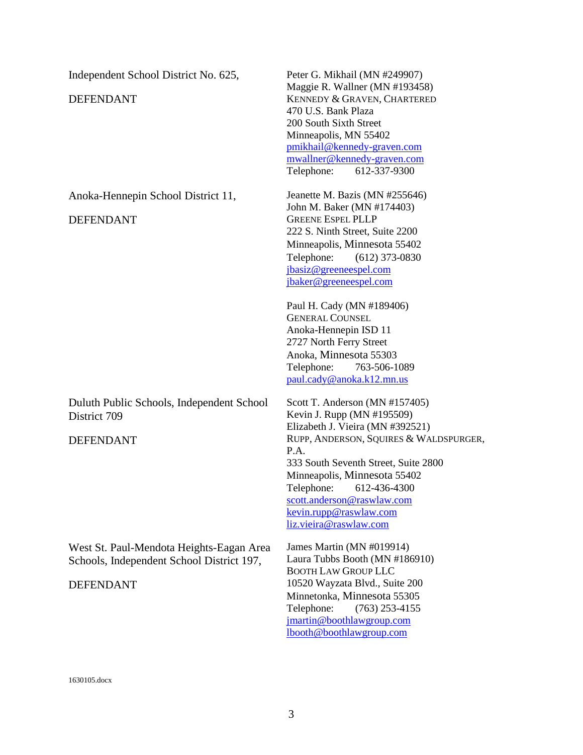Independent School District No. 625,

DEFENDANT

Peter G. Mikhail (MN #249907)
Maggie R. Wallner (MN #193458)
KENNEDY & GRAVEN, CHARTERED
470 U.S. Bank Plaza
200 South Sixth Street
Minneapolis, MN 55402
pmikhail@kennedy-graven.com
mwallner@kennedy-graven.com
Telephone: 612-337-9300

Anoka-Hennepin School District 11,

DEFENDANT

Jeanette M. Bazis (MN #255646)
John M. Baker (MN #174403)
GREENE ESPEL PLLP
222 S. Ninth Street, Suite 2200
Minneapolis, Minnesota 55402
Telephone: (612) 373-0830
jbasiz@greeneespel.com
jbaker@greeneespel.com

Paul H. Cady (MN #189406)
GENERAL COUNSEL
Anoka-Hennepin ISD 11
2727 North Ferry Street
Anoka, Minnesota 55303
Telephone: 763-506-1089
paul.cady@anoka.k12.mn.us

Duluth Public Schools, Independent School District 709

DEFENDANT

Scott T. Anderson (MN #157405)
Kevin J. Rupp (MN #195509)
Elizabeth J. Vieira (MN #392521)
RUPP, ANDERSON, SQUIRES & WALDSPURGER, P.A.
333 South Seventh Street, Suite 2800
Minneapolis, Minnesota 55402
Telephone: 612-436-4300
scott.anderson@raswlaw.com
kevin.rupp@raswlaw.com
liz.vieira@raswlaw.com

West St. Paul-Mendota Heights-Eagan Area Schools, Independent School District 197,

DEFENDANT

James Martin (MN #019914)
Laura Tubbs Booth (MN #186910)
BOOTH LAW GROUP LLC
10520 Wayzata Blvd., Suite 200
Minnetonka, Minnesota 55305
Telephone: (763) 253-4155
jmartin@boothlawgroup.com
lbooth@boothlawgroup.com

1630105.docx